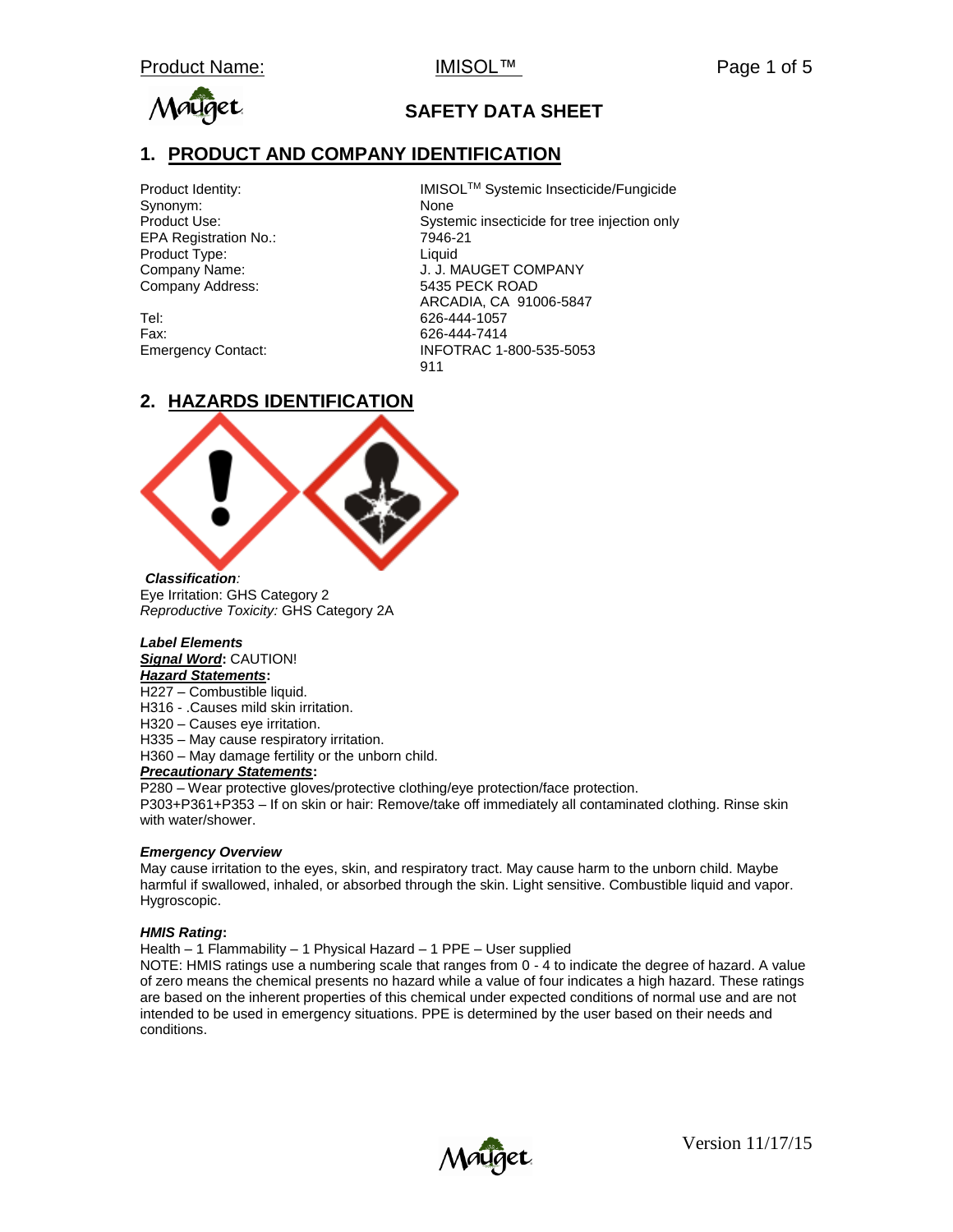# SAFETY DATA SHEET

## 1. PRODUCT AND COMPANY IDENTIFICATION

| | |
|---|---|
| Product Identity: | IMISOL[TM] Systemic Insecticide/Fungicide |
| Synonym: | None |
| Product Use: | Systemic insecticide for tree injection only |
| EPA Registration No.: | 7946-21 |
| Product Type: | Liquid |
| Company Name: | J. J. MAUGET COMPANY |
| Company Address: | 5435 PECK ROAD<br>ARCADIA, CA 91006-5847 |
| Tel: | 626-444-1057 |
| Fax: | 626-444-7414 |
| Emergency Contact: | INFOTRAC 1-800-535-5053<br>911 |

## 2. HAZARDS IDENTIFICATION

***Classification:***
Eye Irritation: GHS Category 2
*Reproductive Toxicity:* GHS Category 2A

***Label Elements***
***Signal Word*:** CAUTION!
***Hazard Statements*:**
H227 – Combustible liquid.
H316 - .Causes mild skin irritation.
H320 – Causes eye irritation.
H335 – May cause respiratory irritation.
H360 – May damage fertility or the unborn child.
***Precautionary Statements*:**
P280 – Wear protective gloves/protective clothing/eye protection/face protection.
P303+P361+P353 – If on skin or hair: Remove/take off immediately all contaminated clothing. Rinse skin with water/shower.

***Emergency Overview***
May cause irritation to the eyes, skin, and respiratory tract. May cause harm to the unborn child. Maybe harmful if swallowed, inhaled, or absorbed through the skin. Light sensitive. Combustible liquid and vapor. Hygroscopic.

***HMIS Rating*:**
Health – 1 Flammability – 1 Physical Hazard – 1 PPE – User supplied
NOTE: HMIS ratings use a numbering scale that ranges from 0 - 4 to indicate the degree of hazard. A value of zero means the chemical presents no hazard while a value of four indicates a high hazard. These ratings are based on the inherent properties of this chemical under expected conditions of normal use and are not intended to be used in emergency situations. PPE is determined by the user based on their needs and conditions.

Version 11/17/15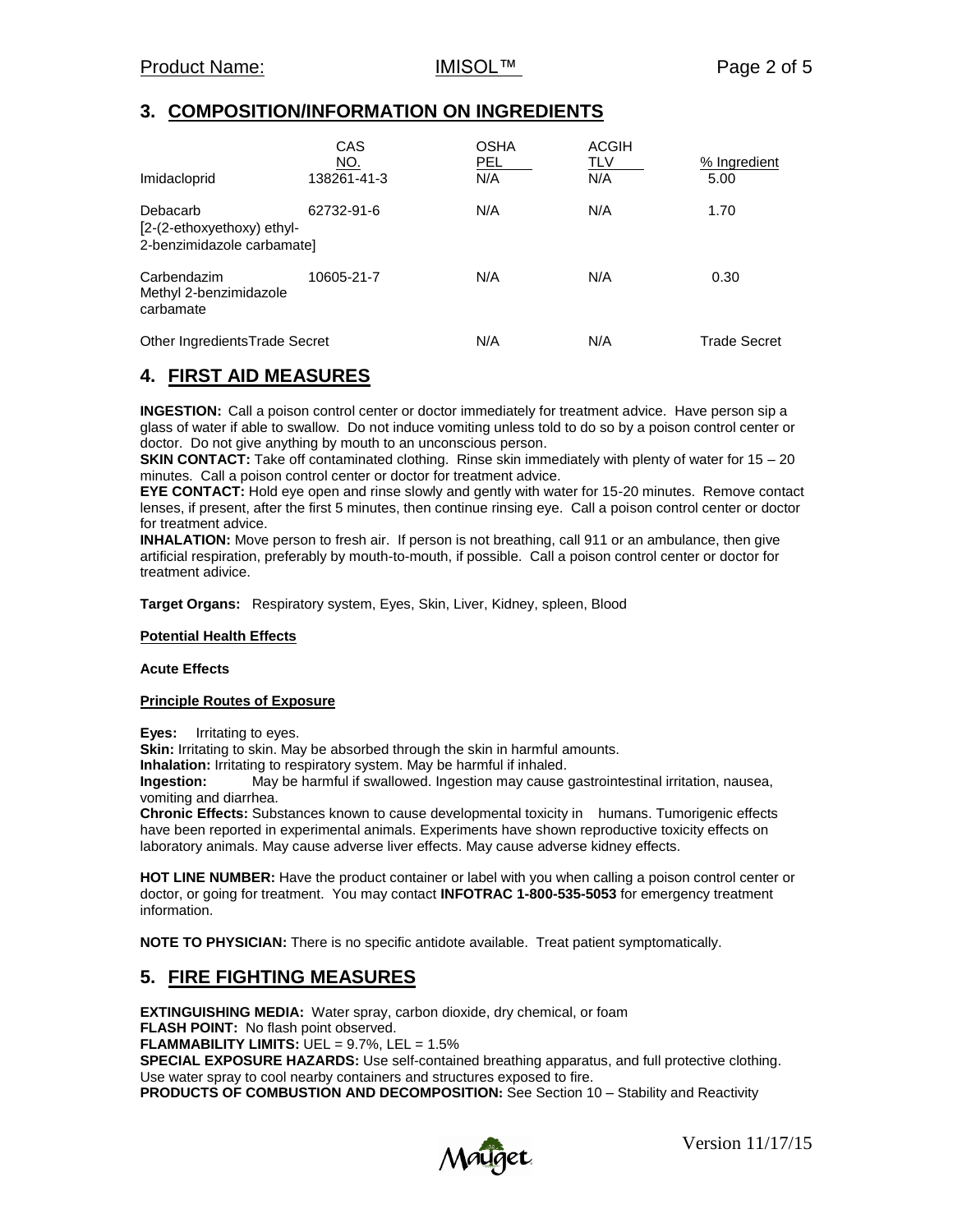## 3. COMPOSITION/INFORMATION ON INGREDIENTS

| | CAS NO. | OSHA PEL | ACGIH TLV | % Ingredient |
|---|---|---|---|---|
| Imidacloprid | 138261-41-3 | N/A | N/A | 5.00 |
| Debacarb [2-(2-ethoxyethoxy) ethyl-2-benzimidazole carbamate] | 62732-91-6 | N/A | N/A | 1.70 |
| Carbendazim Methyl 2-benzimidazole carbamate | 10605-21-7 | N/A | N/A | 0.30 |
| Other Ingredients | Trade Secret | N/A | N/A | Trade Secret |

## 4. FIRST AID MEASURES

**INGESTION:** Call a poison control center or doctor immediately for treatment advice. Have person sip a glass of water if able to swallow. Do not induce vomiting unless told to do so by a poison control center or doctor. Do not give anything by mouth to an unconscious person.
**SKIN CONTACT:** Take off contaminated clothing. Rinse skin immediately with plenty of water for 15 – 20 minutes. Call a poison control center or doctor for treatment advice.
**EYE CONTACT:** Hold eye open and rinse slowly and gently with water for 15-20 minutes. Remove contact lenses, if present, after the first 5 minutes, then continue rinsing eye. Call a poison control center or doctor for treatment advice.
**INHALATION:** Move person to fresh air. If person is not breathing, call 911 or an ambulance, then give artificial respiration, preferably by mouth-to-mouth, if possible. Call a poison control center or doctor for treatment adivice.

**Target Organs:** Respiratory system, Eyes, Skin, Liver, Kidney, spleen, Blood

**Potential Health Effects**

**Acute Effects**

**Principle Routes of Exposure**

**Eyes:** Irritating to eyes.
**Skin:** Irritating to skin. May be absorbed through the skin in harmful amounts.
**Inhalation:** Irritating to respiratory system. May be harmful if inhaled.
**Ingestion:** May be harmful if swallowed. Ingestion may cause gastrointestinal irritation, nausea, vomiting and diarrhea.
**Chronic Effects:** Substances known to cause developmental toxicity in humans. Tumorigenic effects have been reported in experimental animals. Experiments have shown reproductive toxicity effects on laboratory animals. May cause adverse liver effects. May cause adverse kidney effects.

**HOT LINE NUMBER:** Have the product container or label with you when calling a poison control center or doctor, or going for treatment. You may contact **INFOTRAC 1-800-535-5053** for emergency treatment information.

**NOTE TO PHYSICIAN:** There is no specific antidote available. Treat patient symptomatically.

## 5. FIRE FIGHTING MEASURES

**EXTINGUISHING MEDIA:** Water spray, carbon dioxide, dry chemical, or foam
**FLASH POINT:** No flash point observed.
**FLAMMABILITY LIMITS:** UEL = 9.7%, LEL = 1.5%
**SPECIAL EXPOSURE HAZARDS:** Use self-contained breathing apparatus, and full protective clothing. Use water spray to cool nearby containers and structures exposed to fire.
**PRODUCTS OF COMBUSTION AND DECOMPOSITION:** See Section 10 – Stability and Reactivity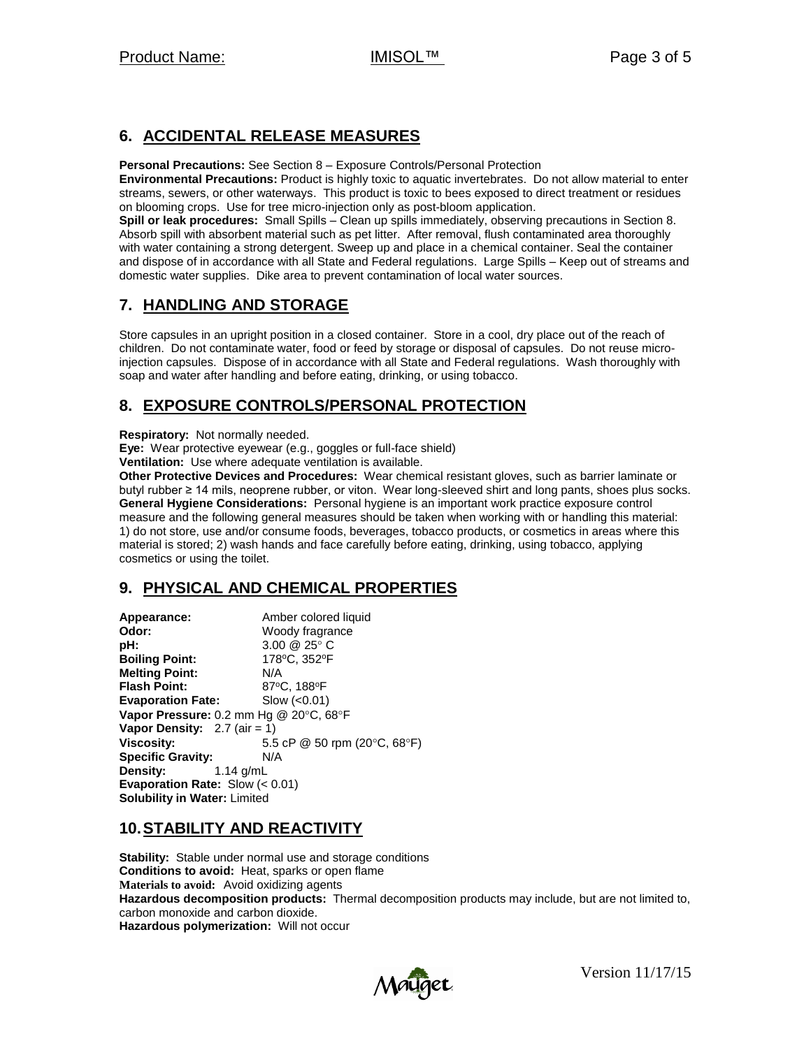## 6. ACCIDENTAL RELEASE MEASURES

**Personal Precautions:** See Section 8 – Exposure Controls/Personal Protection

**Environmental Precautions:** Product is highly toxic to aquatic invertebrates. Do not allow material to enter streams, sewers, or other waterways. This product is toxic to bees exposed to direct treatment or residues on blooming crops. Use for tree micro-injection only as post-bloom application.

**Spill or leak procedures:** Small Spills – Clean up spills immediately, observing precautions in Section 8. Absorb spill with absorbent material such as pet litter. After removal, flush contaminated area thoroughly with water containing a strong detergent. Sweep up and place in a chemical container. Seal the container and dispose of in accordance with all State and Federal regulations. Large Spills – Keep out of streams and domestic water supplies. Dike area to prevent contamination of local water sources.

## 7. HANDLING AND STORAGE

Store capsules in an upright position in a closed container. Store in a cool, dry place out of the reach of children. Do not contaminate water, food or feed by storage or disposal of capsules. Do not reuse micro-injection capsules. Dispose of in accordance with all State and Federal regulations. Wash thoroughly with soap and water after handling and before eating, drinking, or using tobacco.

## 8. EXPOSURE CONTROLS/PERSONAL PROTECTION

**Respiratory:** Not normally needed.

**Eye:** Wear protective eyewear (e.g., goggles or full-face shield)

**Ventilation:** Use where adequate ventilation is available.

**Other Protective Devices and Procedures:** Wear chemical resistant gloves, such as barrier laminate or butyl rubber ≥ 14 mils, neoprene rubber, or viton. Wear long-sleeved shirt and long pants, shoes plus socks.

**General Hygiene Considerations:** Personal hygiene is an important work practice exposure control measure and the following general measures should be taken when working with or handling this material: 1) do not store, use and/or consume foods, beverages, tobacco products, or cosmetics in areas where this material is stored; 2) wash hands and face carefully before eating, drinking, using tobacco, applying cosmetics or using the toilet.

## 9. PHYSICAL AND CHEMICAL PROPERTIES

**Appearance:** Amber colored liquid
**Odor:** Woody fragrance
**pH:** 3.00 @ 25° C
**Boiling Point:** 178°C, 352°F
**Melting Point:** N/A
**Flash Point:** 87°C, 188°F
**Evaporation Fate:** Slow (<0.01)
**Vapor Pressure:** 0.2 mm Hg @ 20°C, 68°F
**Vapor Density:** 2.7 (air = 1)
**Viscosity:** 5.5 cP @ 50 rpm (20°C, 68°F)
**Specific Gravity:** N/A
**Density:** 1.14 g/mL
**Evaporation Rate:** Slow (< 0.01)
**Solubility in Water:** Limited

## 10. STABILITY AND REACTIVITY

**Stability:** Stable under normal use and storage conditions

**Conditions to avoid:** Heat, sparks or open flame

**Materials to avoid:** Avoid oxidizing agents

**Hazardous decomposition products:** Thermal decomposition products may include, but are not limited to, carbon monoxide and carbon dioxide.

**Hazardous polymerization:** Will not occur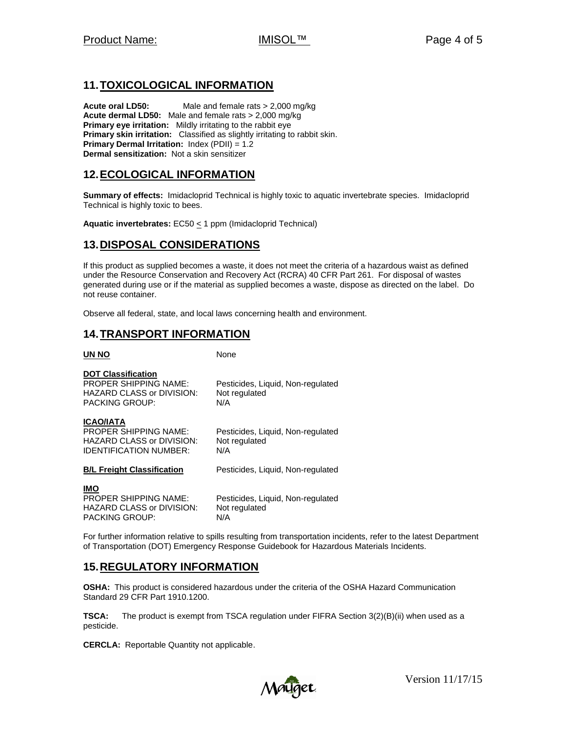## 11. TOXICOLOGICAL INFORMATION

**Acute oral LD50:** Male and female rats > 2,000 mg/kg
**Acute dermal LD50:** Male and female rats > 2,000 mg/kg
**Primary eye irritation:** Mildly irritating to the rabbit eye
**Primary skin irritation:** Classified as slightly irritating to rabbit skin.
**Primary Dermal Irritation:** Index (PDII) = 1.2
**Dermal sensitization:** Not a skin sensitizer

## 12. ECOLOGICAL INFORMATION

**Summary of effects:** Imidacloprid Technical is highly toxic to aquatic invertebrate species. Imidacloprid Technical is highly toxic to bees.

**Aquatic invertebrates:** EC50 ≤ 1 ppm (Imidacloprid Technical)

## 13. DISPOSAL CONSIDERATIONS

If this product as supplied becomes a waste, it does not meet the criteria of a hazardous waist as defined under the Resource Conservation and Recovery Act (RCRA) 40 CFR Part 261. For disposal of wastes generated during use or if the material as supplied becomes a waste, dispose as directed on the label. Do not reuse container.

Observe all federal, state, and local laws concerning health and environment.

## 14. TRANSPORT INFORMATION

**UN NO** None

**DOT Classification**
PROPER SHIPPING NAME: Pesticides, Liquid, Non-regulated
HAZARD CLASS or DIVISION: Not regulated
PACKING GROUP: N/A

**ICAO/IATA**
PROPER SHIPPING NAME: Pesticides, Liquid, Non-regulated
HAZARD CLASS or DIVISION: Not regulated
IDENTIFICATION NUMBER: N/A

**B/L Freight Classification** Pesticides, Liquid, Non-regulated

**IMO**
PROPER SHIPPING NAME: Pesticides, Liquid, Non-regulated
HAZARD CLASS or DIVISION: Not regulated
PACKING GROUP: N/A

For further information relative to spills resulting from transportation incidents, refer to the latest Department of Transportation (DOT) Emergency Response Guidebook for Hazardous Materials Incidents.

## 15. REGULATORY INFORMATION

**OSHA:** This product is considered hazardous under the criteria of the OSHA Hazard Communication Standard 29 CFR Part 1910.1200.

**TSCA:** The product is exempt from TSCA regulation under FIFRA Section 3(2)(B)(ii) when used as a pesticide.

**CERCLA:** Reportable Quantity not applicable.

Version 11/17/15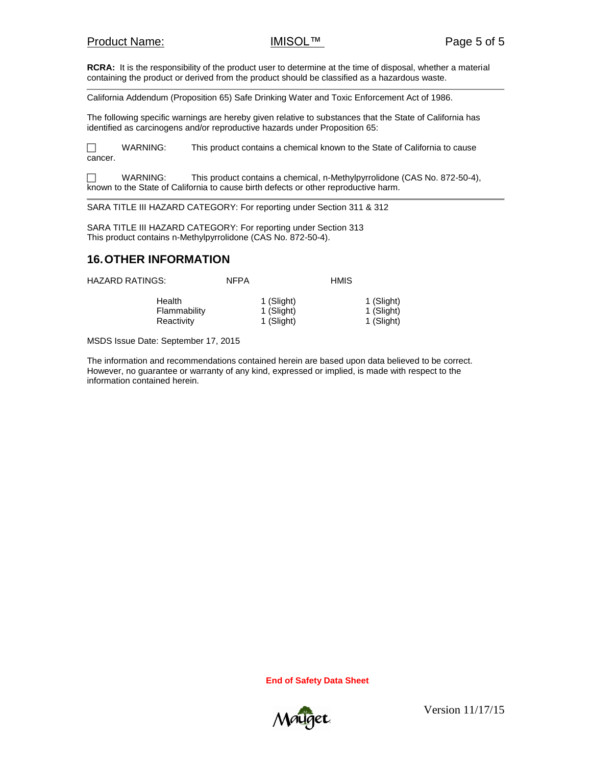**RCRA:** It is the responsibility of the product user to determine at the time of disposal, whether a material containing the product or derived from the product should be classified as a hazardous waste.

---

California Addendum (Proposition 65) Safe Drinking Water and Toxic Enforcement Act of 1986.

The following specific warnings are hereby given relative to substances that the State of California has identified as carcinogens and/or reproductive hazards under Proposition 65:

☐ WARNING: This product contains a chemical known to the State of California to cause cancer.

☐ WARNING: This product contains a chemical, n-Methylpyrrolidone (CAS No. 872-50-4), known to the State of California to cause birth defects or other reproductive harm.

---

SARA TITLE III HAZARD CATEGORY: For reporting under Section 311 & 312

SARA TITLE III HAZARD CATEGORY: For reporting under Section 313
This product contains n-Methylpyrrolidone (CAS No. 872-50-4).

## 16. OTHER INFORMATION

| HAZARD RATINGS: | NFPA | HMIS |
|---|---|---|
| Health | 1 (Slight) | 1 (Slight) |
| Flammability | 1 (Slight) | 1 (Slight) |
| Reactivity | 1 (Slight) | 1 (Slight) |

MSDS Issue Date: September 17, 2015

The information and recommendations contained herein are based upon data believed to be correct. However, no guarantee or warranty of any kind, expressed or implied, is made with respect to the information contained herein.

**End of Safety Data Sheet**

Mauget

Version 11/17/15